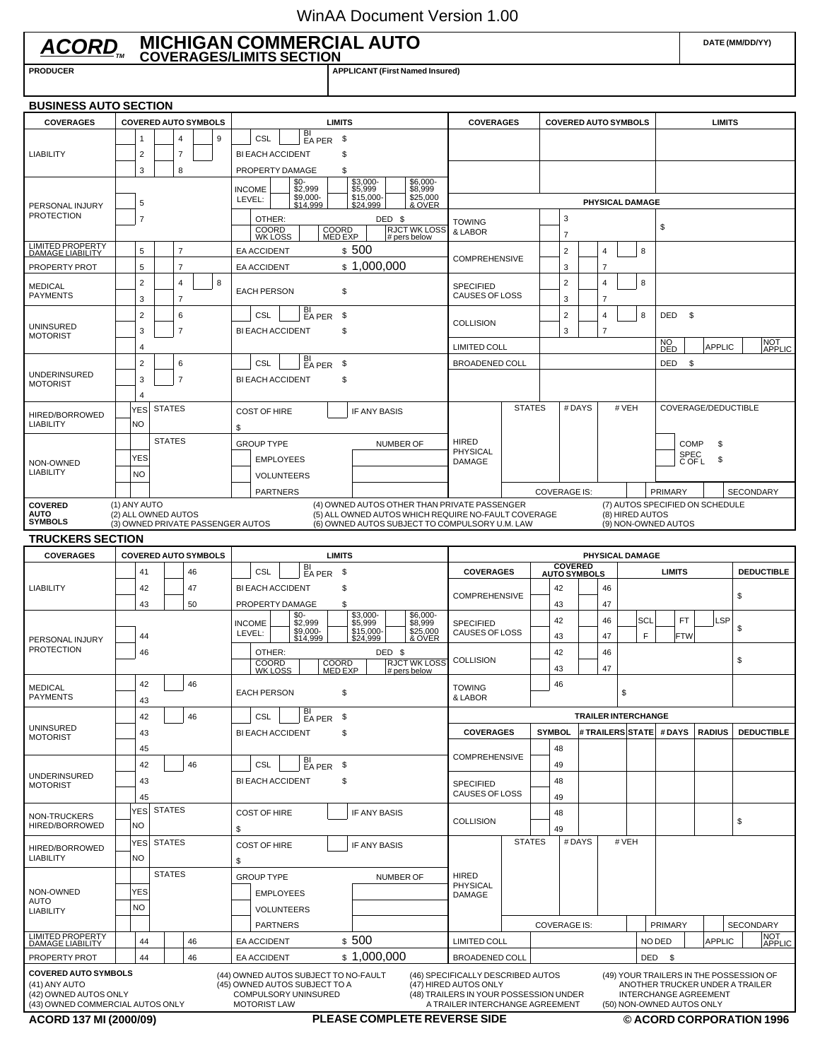WinAA Document Version 1.00

# ACORD™ MICHIGAN COMMERCIAL AUTO
## COVERAGES/LIMITS SECTION

DATE (MM/DD/YY)

| PRODUCER | APPLICANT (First Named Insured) |
|---|---|
| | |

## BUSINESS AUTO SECTION

| COVERAGES | COVERED AUTO SYMBOLS | LIMITS |
|---|---|---|
| LIABILITY | 1, 4, 9, 2, 7, 3, 8 | CSL / BI EA PER $ ; BI EACH ACCIDENT $ ; PROPERTY DAMAGE $ |
| PERSONAL INJURY PROTECTION | 5, 7 | INCOME LEVEL: $0-$2,999 / $3,000-$5,999 / $6,000-$8,999 / $9,000-$14,999 / $15,000-$24,999 / $25,000 & OVER ; OTHER: DED $ ; COORD WK LOSS / COORD MED EXP / RJCT WK LOSS # pers below |
| LIMITED PROPERTY DAMAGE LIABILITY | 5, 7 | EA ACCIDENT $ 500 |
| PROPERTY PROT | 5, 7 | EA ACCIDENT $ 1,000,000 |
| MEDICAL PAYMENTS | 2, 4, 8, 3, 7 | EACH PERSON $ |
| UNINSURED MOTORIST | 2, 6, 3, 7, 4 | CSL / BI EA PER $ ; BI EACH ACCIDENT $ |
| UNDERINSURED MOTORIST | 2, 6, 3, 7, 4 | CSL / BI EA PER $ ; BI EACH ACCIDENT $ |
| HIRED/BORROWED LIABILITY | YES / NO ; STATES | COST OF HIRE $ ; IF ANY BASIS |
| NON-OWNED LIABILITY | YES / NO ; STATES | GROUP TYPE: EMPLOYEES, VOLUNTEERS, PARTNERS ; NUMBER OF |

### PHYSICAL DAMAGE

| COVERAGES | COVERED AUTO SYMBOLS | LIMITS |
|---|---|---|
| TOWING & LABOR | 3, 7 | $ |
| COMPREHENSIVE | 2, 4, 8, 3, 7 | |
| SPECIFIED CAUSES OF LOSS | 2, 4, 8, 3, 7 | |
| COLLISION | 2, 4, 8, 3, 7 | DED $ |
| LIMITED COLL | | NO DED / APPLIC / NOT APPLIC |
| BROADENED COLL | | DED $ |

| HIRED PHYSICAL DAMAGE | STATES | # DAYS | # VEH | COVERAGE/DEDUCTIBLE |
|---|---|---|---|---|
| | | | | COMP $ ; SPEC C OF L $ |
| COVERAGE IS: | | | | PRIMARY / SECONDARY |

**COVERED AUTO SYMBOLS**
(1) ANY AUTO
(2) ALL OWNED AUTOS
(3) OWNED PRIVATE PASSENGER AUTOS
(4) OWNED AUTOS OTHER THAN PRIVATE PASSENGER
(5) ALL OWNED AUTOS WHICH REQUIRE NO-FAULT COVERAGE
(6) OWNED AUTOS SUBJECT TO COMPULSORY U.M. LAW
(7) AUTOS SPECIFIED ON SCHEDULE
(8) HIRED AUTOS
(9) NON-OWNED AUTOS

## TRUCKERS SECTION

| COVERAGES | COVERED AUTO SYMBOLS | LIMITS |
|---|---|---|
| LIABILITY | 41, 46, 42, 47, 43, 50 | CSL / BI EA PER $ ; BI EACH ACCIDENT $ ; PROPERTY DAMAGE $ |
| PERSONAL INJURY PROTECTION | 44, 46 | INCOME LEVEL: $0-$2,999 / $3,000-$5,999 / $6,000-$8,999 / $9,000-$14,999 / $15,000-$24,999 / $25,000 & OVER ; OTHER: DED $ ; COORD WK LOSS / COORD MED EXP / RJCT WK LOSS # pers below |
| MEDICAL PAYMENTS | 42, 46, 43 | EACH PERSON $ |
| UNINSURED MOTORIST | 42, 46, 43, 45 | CSL / BI EA PER $ ; BI EACH ACCIDENT $ |
| UNDERINSURED MOTORIST | 42, 46, 43, 45 | CSL / BI EA PER $ ; BI EACH ACCIDENT $ |
| NON-TRUCKERS HIRED/BORROWED | YES / NO ; STATES | COST OF HIRE $ ; IF ANY BASIS |
| HIRED/BORROWED LIABILITY | YES / NO ; STATES | COST OF HIRE $ ; IF ANY BASIS |
| NON-OWNED AUTO LIABILITY | YES / NO ; STATES | GROUP TYPE: EMPLOYEES, VOLUNTEERS, PARTNERS ; NUMBER OF |
| LIMITED PROPERTY DAMAGE LIABILITY | 44, 46 | EA ACCIDENT $ 500 |
| PROPERTY PROT | 44, 46 | EA ACCIDENT $ 1,000,000 |

### PHYSICAL DAMAGE

| COVERAGES | COVERED AUTO SYMBOLS | LIMITS | DEDUCTIBLE |
|---|---|---|---|
| COMPREHENSIVE | 42, 46, 43, 47 | | $ |
| SPECIFIED CAUSES OF LOSS | 42, 46, 43, 47 | SCL / FT / LSP / F / FTW | $ |
| COLLISION | 42, 46, 43, 47 | | $ |
| TOWING & LABOR | 46 | $ | |

### TRAILER INTERCHANGE

| COVERAGES | SYMBOL | # TRAILERS | STATE | # DAYS | RADIUS | DEDUCTIBLE |
|---|---|---|---|---|---|---|
| COMPREHENSIVE | 48, 49 | | | | | |
| SPECIFIED CAUSES OF LOSS | 48, 49 | | | | | |
| COLLISION | 48, 49 | | | | | $ |

| HIRED PHYSICAL DAMAGE | STATES | # DAYS | # VEH | |
|---|---|---|---|---|
| | | | | |
| COVERAGE IS: | | | | PRIMARY / SECONDARY |

| | | |
|---|---|---|
| LIMITED COLL | | NO DED / APPLIC / NOT APPLIC |
| BROADENED COLL | | DED $ |

**COVERED AUTO SYMBOLS**
(41) ANY AUTO
(42) OWNED AUTOS ONLY
(43) OWNED COMMERCIAL AUTOS ONLY
(44) OWNED AUTOS SUBJECT TO NO-FAULT
(45) OWNED AUTOS SUBJECT TO A COMPULSORY UNINSURED MOTORIST LAW
(46) SPECIFICALLY DESCRIBED AUTOS
(47) HIRED AUTOS ONLY
(48) TRAILERS IN YOUR POSSESSION UNDER A TRAILER INTERCHANGE AGREEMENT
(49) YOUR TRAILERS IN THE POSSESSION OF ANOTHER TRUCKER UNDER A TRAILER INTERCHANGE AGREEMENT
(50) NON-OWNED AUTOS ONLY

ACORD 137 MI (2000/09) PLEASE COMPLETE REVERSE SIDE © ACORD CORPORATION 1996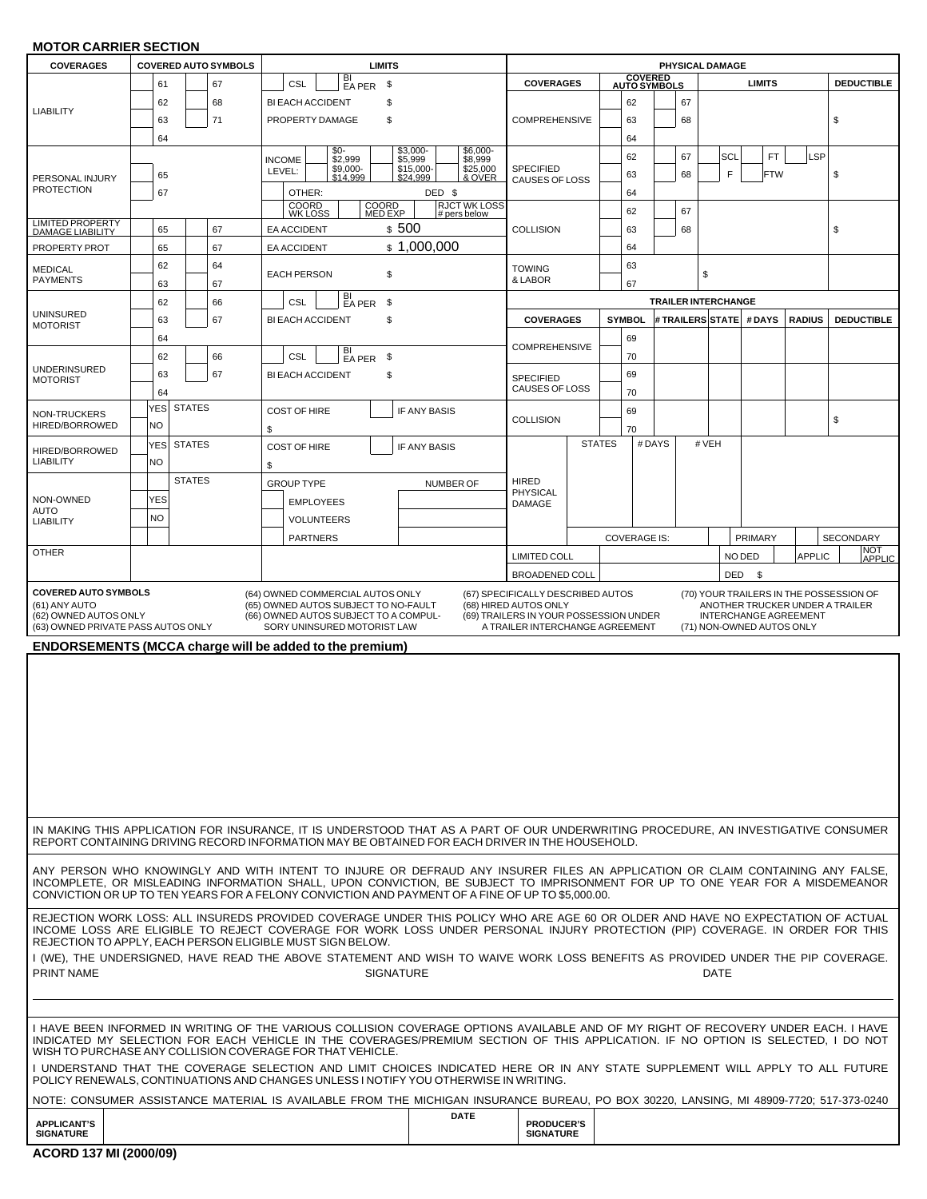## MOTOR CARRIER SECTION

| COVERAGES | COVERED AUTO SYMBOLS | LIMITS |
|---|---|---|
| LIABILITY | 61, 67, 62, 68, 63, 71, 64 | CSL / BI EA PER $ ; BI EACH ACCIDENT $ ; PROPERTY DAMAGE $ |
| PERSONAL INJURY PROTECTION | 65, 67 | INCOME LEVEL: $0-$2,999 ; $3,000-$5,999 ; $6,000-$8,999 ; $9,000-$14,999 ; $15,000-$24,999 ; $25,000 & OVER ; OTHER: DED $ ; COORD WK LOSS ; COORD MED EXP ; RJCT WK LOSS # pers below |
| LIMITED PROPERTY DAMAGE LIABILITY | 65, 67 | EA ACCIDENT $ 500 |
| PROPERTY PROT | 65, 67 | EA ACCIDENT $ 1,000,000 |
| MEDICAL PAYMENTS | 62, 64, 63, 67 | EACH PERSON $ |
| UNINSURED MOTORIST | 62, 66, 63, 67, 64 | CSL / BI EA PER $ ; BI EACH ACCIDENT $ |
| UNDERINSURED MOTORIST | 62, 66, 63, 67, 64 | CSL / BI EA PER $ ; BI EACH ACCIDENT $ |
| NON-TRUCKERS HIRED/BORROWED | YES STATES / NO | COST OF HIRE $ ; IF ANY BASIS |
| HIRED/BORROWED LIABILITY | YES STATES / NO | COST OF HIRE $ ; IF ANY BASIS |
| NON-OWNED AUTO LIABILITY | STATES ; YES / NO | GROUP TYPE / NUMBER OF: EMPLOYEES ; VOLUNTEERS ; PARTNERS |
| OTHER | | |

**PHYSICAL DAMAGE**

| COVERAGES | COVERED AUTO SYMBOLS | LIMITS | DEDUCTIBLE |
|---|---|---|---|
| COMPREHENSIVE | 62, 67, 63, 68, 64 | | $ |
| SPECIFIED CAUSES OF LOSS | 62, 67, 63, 68, 64 | SCL ; FT ; LSP ; F ; FTW | $ |
| COLLISION | 62, 67, 63, 68, 64 | | $ |
| TOWING & LABOR | 63, 67 | $ | |

**TRAILER INTERCHANGE**

| COVERAGES | SYMBOL | # TRAILERS | STATE | # DAYS | RADIUS | DEDUCTIBLE |
|---|---|---|---|---|---|---|
| COMPREHENSIVE | 69 | | | | | |
| | 70 | | | | | |
| SPECIFIED CAUSES OF LOSS | 69 | | | | | |
| | 70 | | | | | |
| COLLISION | 69 | | | | | $ |
| | 70 | | | | | |

| HIRED PHYSICAL DAMAGE | STATES | # DAYS | # VEH |
|---|---|---|---|
| | | | |

COVERAGE IS: PRIMARY ; SECONDARY

| LIMITED COLL | NO DED | APPLIC | NOT APPLIC |
|---|---|---|---|
| BROADENED COLL | DED $ | | |

**COVERED AUTO SYMBOLS**
(61) ANY AUTO
(62) OWNED AUTOS ONLY
(63) OWNED PRIVATE PASS AUTOS ONLY
(64) OWNED COMMERCIAL AUTOS ONLY
(65) OWNED AUTOS SUBJECT TO NO-FAULT
(66) OWNED AUTOS SUBJECT TO A COMPULSORY UNINSURED MOTORIST LAW
(67) SPECIFICALLY DESCRIBED AUTOS
(68) HIRED AUTOS ONLY
(69) TRAILERS IN YOUR POSSESSION UNDER A TRAILER INTERCHANGE AGREEMENT
(70) YOUR TRAILERS IN THE POSSESSION OF ANOTHER TRUCKER UNDER A TRAILER INTERCHANGE AGREEMENT
(71) NON-OWNED AUTOS ONLY

## ENDORSEMENTS (MCCA charge will be added to the premium)

IN MAKING THIS APPLICATION FOR INSURANCE, IT IS UNDERSTOOD THAT AS A PART OF OUR UNDERWRITING PROCEDURE, AN INVESTIGATIVE CONSUMER REPORT CONTAINING DRIVING RECORD INFORMATION MAY BE OBTAINED FOR EACH DRIVER IN THE HOUSEHOLD.

ANY PERSON WHO KNOWINGLY AND WITH INTENT TO INJURE OR DEFRAUD ANY INSURER FILES AN APPLICATION OR CLAIM CONTAINING ANY FALSE, INCOMPLETE, OR MISLEADING INFORMATION SHALL, UPON CONVICTION, BE SUBJECT TO IMPRISONMENT FOR UP TO ONE YEAR FOR A MISDEMEANOR CONVICTION OR UP TO TEN YEARS FOR A FELONY CONVICTION AND PAYMENT OF A FINE OF UP TO $5,000.00.

REJECTION WORK LOSS: ALL INSUREDS PROVIDED COVERAGE UNDER THIS POLICY WHO ARE AGE 60 OR OLDER AND HAVE NO EXPECTATION OF ACTUAL INCOME LOSS ARE ELIGIBLE TO REJECT COVERAGE FOR WORK LOSS UNDER PERSONAL INJURY PROTECTION (PIP) COVERAGE. IN ORDER FOR THIS REJECTION TO APPLY, EACH PERSON ELIGIBLE MUST SIGN BELOW.

I (WE), THE UNDERSIGNED, HAVE READ THE ABOVE STATEMENT AND WISH TO WAIVE WORK LOSS BENEFITS AS PROVIDED UNDER THE PIP COVERAGE.

| PRINT NAME | SIGNATURE | DATE |
|---|---|---|
| | | |

I HAVE BEEN INFORMED IN WRITING OF THE VARIOUS COLLISION COVERAGE OPTIONS AVAILABLE AND OF MY RIGHT OF RECOVERY UNDER EACH. I HAVE INDICATED MY SELECTION FOR EACH VEHICLE IN THE COVERAGES/PREMIUM SECTION OF THIS APPLICATION. IF NO OPTION IS SELECTED, I DO NOT WISH TO PURCHASE ANY COLLISION COVERAGE FOR THAT VEHICLE.

I UNDERSTAND THAT THE COVERAGE SELECTION AND LIMIT CHOICES INDICATED HERE OR IN ANY STATE SUPPLEMENT WILL APPLY TO ALL FUTURE POLICY RENEWALS, CONTINUATIONS AND CHANGES UNLESS I NOTIFY YOU OTHERWISE IN WRITING.

NOTE: CONSUMER ASSISTANCE MATERIAL IS AVAILABLE FROM THE MICHIGAN INSURANCE BUREAU, PO BOX 30220, LANSING, MI 48909-7720; 517-373-0240

| APPLICANT'S SIGNATURE | | DATE | PRODUCER'S SIGNATURE | |
|---|---|---|---|---|

ACORD 137 MI (2000/09)